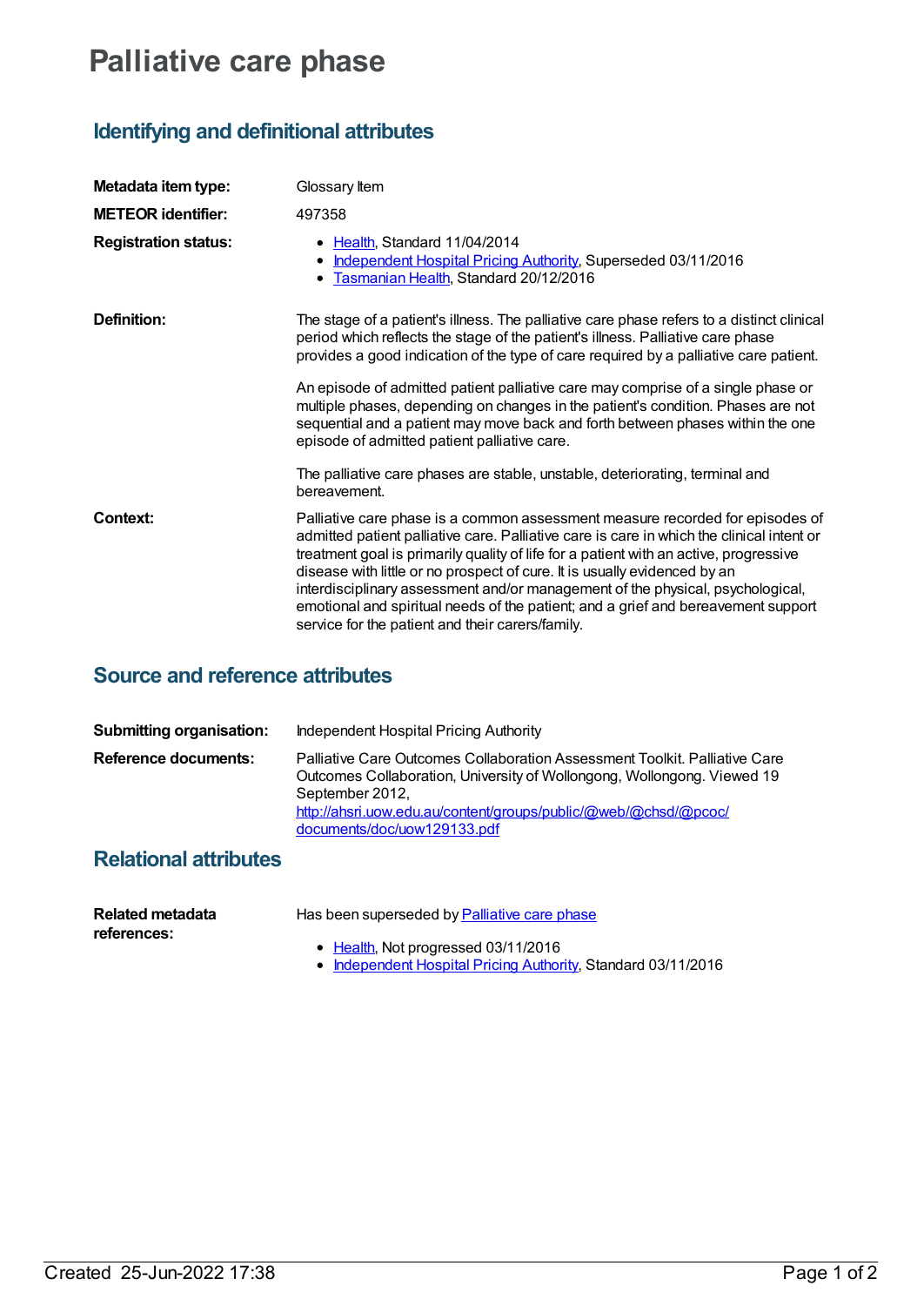# Palliative care phase

## Identifying and definitional attributes

**Metadata item type:** Glossary Item

**METEOR identifier:** 497358

**Registration status:**

- Health, Standard 11/04/2014
- Independent Hospital Pricing Authority, Superseded 03/11/2016
- Tasmanian Health, Standard 20/12/2016

**Definition:**

The stage of a patient's illness. The palliative care phase refers to a distinct clinical period which reflects the stage of the patient's illness. Palliative care phase provides a good indication of the type of care required by a palliative care patient.

An episode of admitted patient palliative care may comprise of a single phase or multiple phases, depending on changes in the patient's condition. Phases are not sequential and a patient may move back and forth between phases within the one episode of admitted patient palliative care.

The palliative care phases are stable, unstable, deteriorating, terminal and bereavement.

**Context:**

Palliative care phase is a common assessment measure recorded for episodes of admitted patient palliative care. Palliative care is care in which the clinical intent or treatment goal is primarily quality of life for a patient with an active, progressive disease with little or no prospect of cure. It is usually evidenced by an interdisciplinary assessment and/or management of the physical, psychological, emotional and spiritual needs of the patient; and a grief and bereavement support service for the patient and their carers/family.

## Source and reference attributes

**Submitting organisation:** Independent Hospital Pricing Authority

**Reference documents:**

Palliative Care Outcomes Collaboration Assessment Toolkit. Palliative Care Outcomes Collaboration, University of Wollongong, Wollongong. Viewed 19 September 2012, http://ahsri.uow.edu.au/content/groups/public/@web/@chsd/@pcoc/documents/doc/uow129133.pdf

## Relational attributes

**Related metadata references:**

Has been superseded by Palliative care phase

- Health, Not progressed 03/11/2016
- Independent Hospital Pricing Authority, Standard 03/11/2016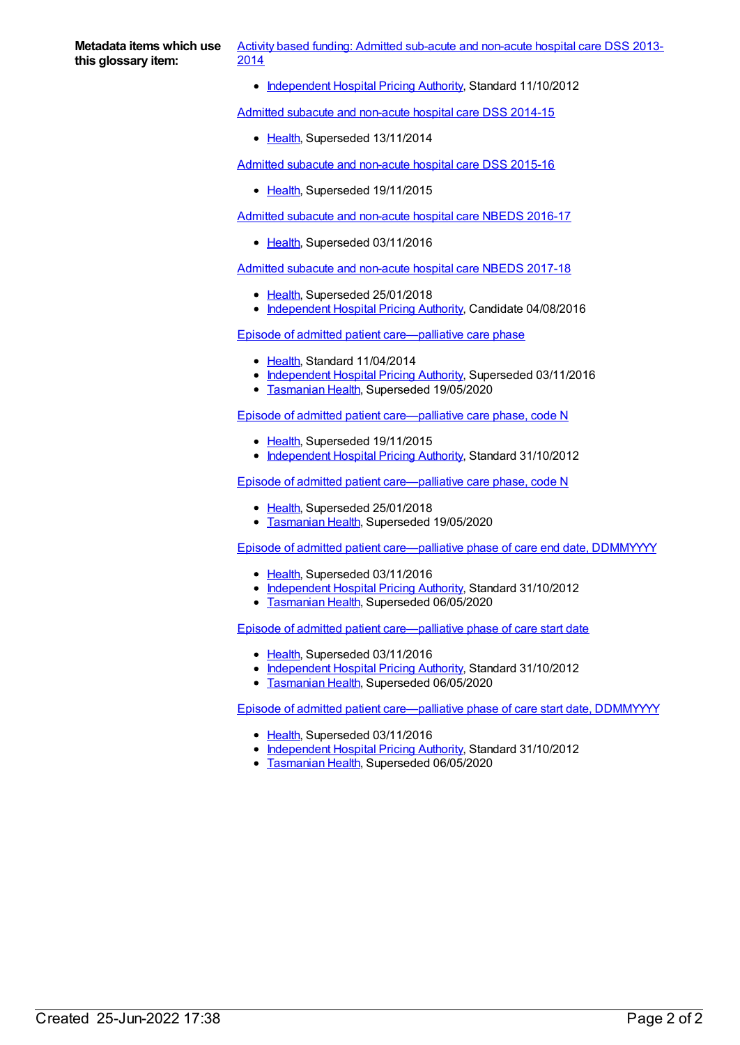**Metadata items which use this glossary item:**

Activity based funding: Admitted sub-acute and non-acute hospital care DSS 2013-2014

- Independent Hospital Pricing Authority, Standard 11/10/2012

Admitted subacute and non-acute hospital care DSS 2014-15

- Health, Superseded 13/11/2014

Admitted subacute and non-acute hospital care DSS 2015-16

- Health, Superseded 19/11/2015

Admitted subacute and non-acute hospital care NBEDS 2016-17

- Health, Superseded 03/11/2016

Admitted subacute and non-acute hospital care NBEDS 2017-18

- Health, Superseded 25/01/2018
- Independent Hospital Pricing Authority, Candidate 04/08/2016

Episode of admitted patient care—palliative care phase

- Health, Standard 11/04/2014
- Independent Hospital Pricing Authority, Superseded 03/11/2016
- Tasmanian Health, Superseded 19/05/2020

Episode of admitted patient care—palliative care phase, code N

- Health, Superseded 19/11/2015
- Independent Hospital Pricing Authority, Standard 31/10/2012

Episode of admitted patient care—palliative care phase, code N

- Health, Superseded 25/01/2018
- Tasmanian Health, Superseded 19/05/2020

Episode of admitted patient care—palliative phase of care end date, DDMMYYYY

- Health, Superseded 03/11/2016
- Independent Hospital Pricing Authority, Standard 31/10/2012
- Tasmanian Health, Superseded 06/05/2020

Episode of admitted patient care—palliative phase of care start date

- Health, Superseded 03/11/2016
- Independent Hospital Pricing Authority, Standard 31/10/2012
- Tasmanian Health, Superseded 06/05/2020

Episode of admitted patient care—palliative phase of care start date, DDMMYYYY

- Health, Superseded 03/11/2016
- Independent Hospital Pricing Authority, Standard 31/10/2012
- Tasmanian Health, Superseded 06/05/2020